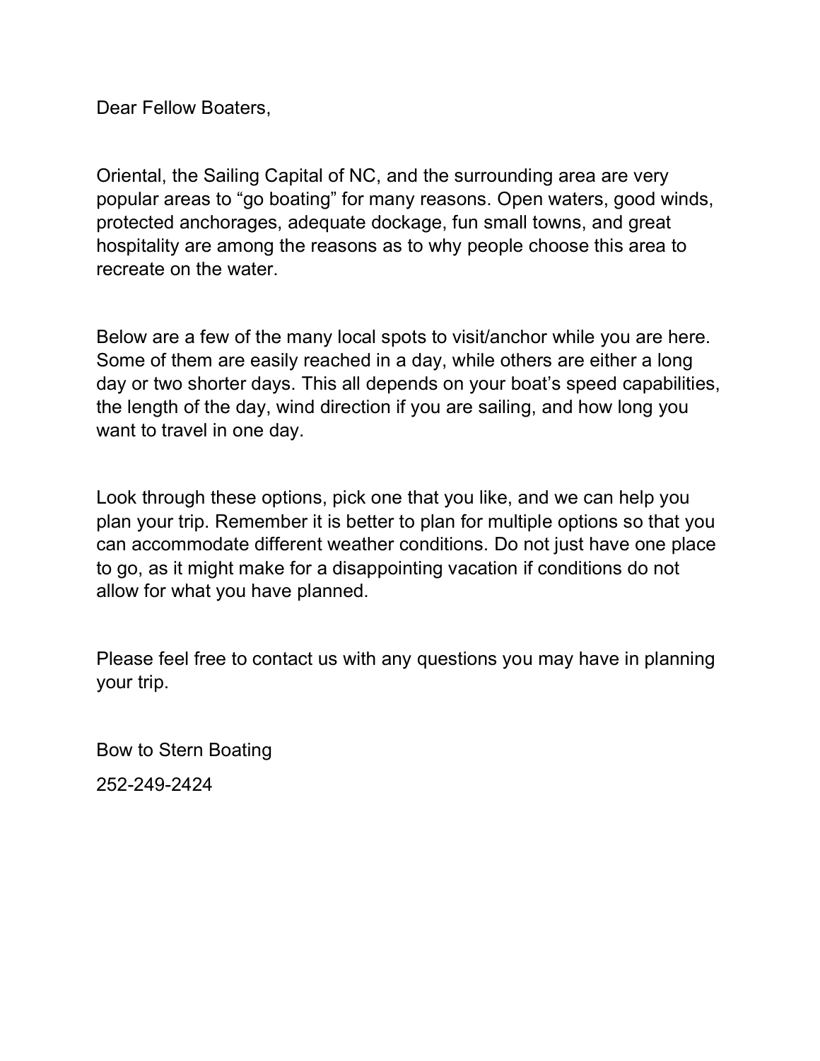Dear Fellow Boaters,

Oriental, the Sailing Capital of NC, and the surrounding area are very popular areas to “go boating” for many reasons. Open waters, good winds, protected anchorages, adequate dockage, fun small towns, and great hospitality are among the reasons as to why people choose this area to recreate on the water.

Below are a few of the many local spots to visit/anchor while you are here. Some of them are easily reached in a day, while others are either a long day or two shorter days. This all depends on your boat’s speed capabilities, the length of the day, wind direction if you are sailing, and how long you want to travel in one day.

Look through these options, pick one that you like, and we can help you plan your trip. Remember it is better to plan for multiple options so that you can accommodate different weather conditions. Do not just have one place to go, as it might make for a disappointing vacation if conditions do not allow for what you have planned.

Please feel free to contact us with any questions you may have in planning your trip.

Bow to Stern Boating

252-249-2424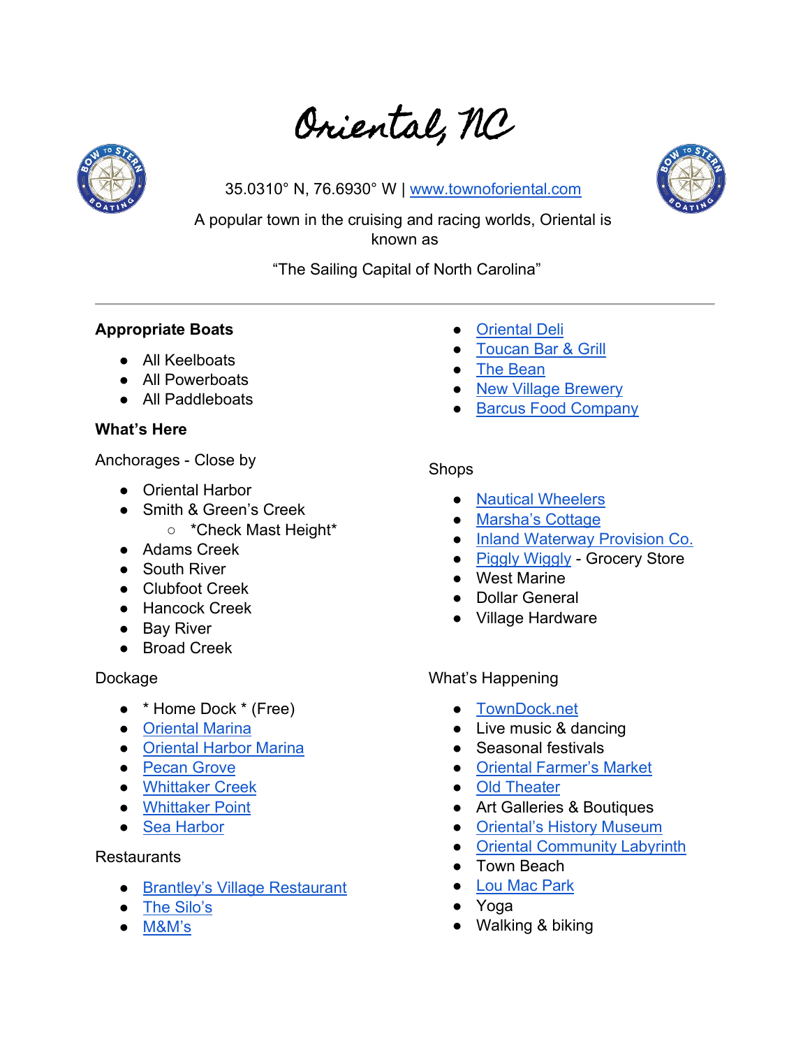# Oriental, NC

35.0310° N, 76.6930° W | www.townoforiental.com

A popular town in the cruising and racing worlds, Oriental is known as

"The Sailing Capital of North Carolina"

---

**Appropriate Boats**

- All Keelboats
- All Powerboats
- All Paddleboats

**What's Here**

Anchorages - Close by

- Oriental Harbor
- Smith & Green's Creek
  - *Check Mast Height*
- Adams Creek
- South River
- Clubfoot Creek
- Hancock Creek
- Bay River
- Broad Creek

Dockage

- * Home Dock * (Free)
- Oriental Marina
- Oriental Harbor Marina
- Pecan Grove
- Whittaker Creek
- Whittaker Point
- Sea Harbor

Restaurants

- Brantley's Village Restaurant
- The Silo's
- M&M's
- Oriental Deli
- Toucan Bar & Grill
- The Bean
- New Village Brewery
- Barcus Food Company

Shops

- Nautical Wheelers
- Marsha's Cottage
- Inland Waterway Provision Co.
- Piggly Wiggly - Grocery Store
- West Marine
- Dollar General
- Village Hardware

What's Happening

- TownDock.net
- Live music & dancing
- Seasonal festivals
- Oriental Farmer's Market
- Old Theater
- Art Galleries & Boutiques
- Oriental's History Museum
- Oriental Community Labyrinth
- Town Beach
- Lou Mac Park
- Yoga
- Walking & biking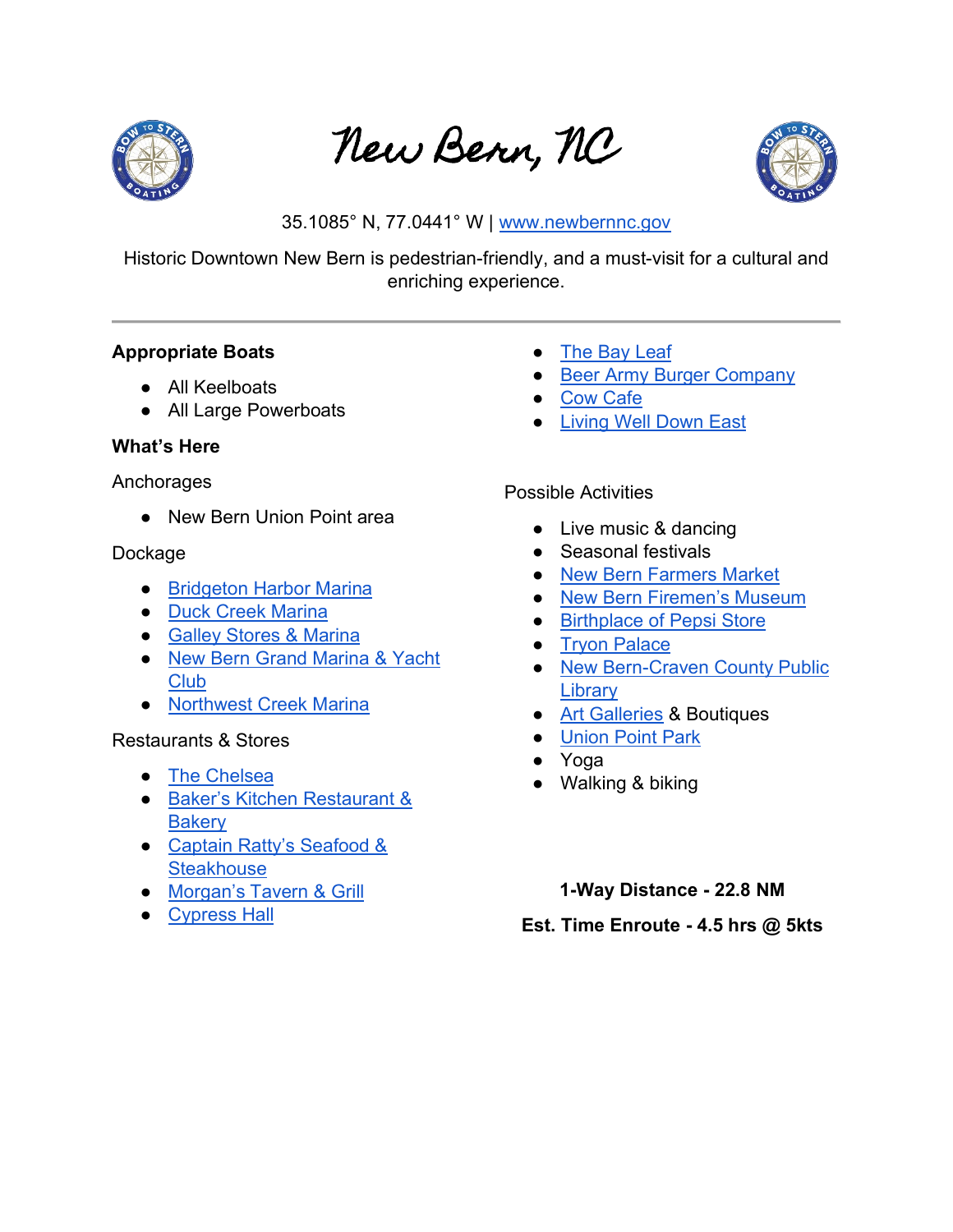# New Bern, NC

35.1085° N, 77.0441° W | www.newbernnc.gov

Historic Downtown New Bern is pedestrian-friendly, and a must-visit for a cultural and enriching experience.

---

**Appropriate Boats**

- All Keelboats
- All Large Powerboats

**What's Here**

Anchorages

- New Bern Union Point area

Dockage

- Bridgeton Harbor Marina
- Duck Creek Marina
- Galley Stores & Marina
- New Bern Grand Marina & Yacht Club
- Northwest Creek Marina

Restaurants & Stores

- The Chelsea
- Baker's Kitchen Restaurant & Bakery
- Captain Ratty's Seafood & Steakhouse
- Morgan's Tavern & Grill
- Cypress Hall
- The Bay Leaf
- Beer Army Burger Company
- Cow Cafe
- Living Well Down East

Possible Activities

- Live music & dancing
- Seasonal festivals
- New Bern Farmers Market
- New Bern Firemen's Museum
- Birthplace of Pepsi Store
- Tryon Palace
- New Bern-Craven County Public Library
- Art Galleries & Boutiques
- Union Point Park
- Yoga
- Walking & biking

**1-Way Distance - 22.8 NM**

**Est. Time Enroute - 4.5 hrs @ 5kts**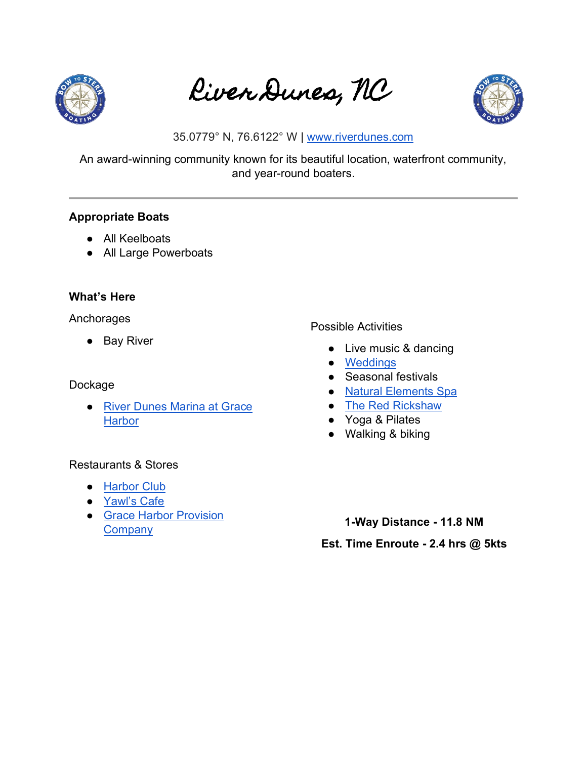# River Dunes, NC

35.0779° N, 76.6122° W | www.riverdunes.com

An award-winning community known for its beautiful location, waterfront community, and year-round boaters.

---

**Appropriate Boats**

- All Keelboats
- All Large Powerboats

**What's Here**

Anchorages

- Bay River

Dockage

- River Dunes Marina at Grace Harbor

Restaurants & Stores

- Harbor Club
- Yawl's Cafe
- Grace Harbor Provision Company

Possible Activities

- Live music & dancing
- Weddings
- Seasonal festivals
- Natural Elements Spa
- The Red Rickshaw
- Yoga & Pilates
- Walking & biking

**1-Way Distance - 11.8 NM**

**Est. Time Enroute - 2.4 hrs @ 5kts**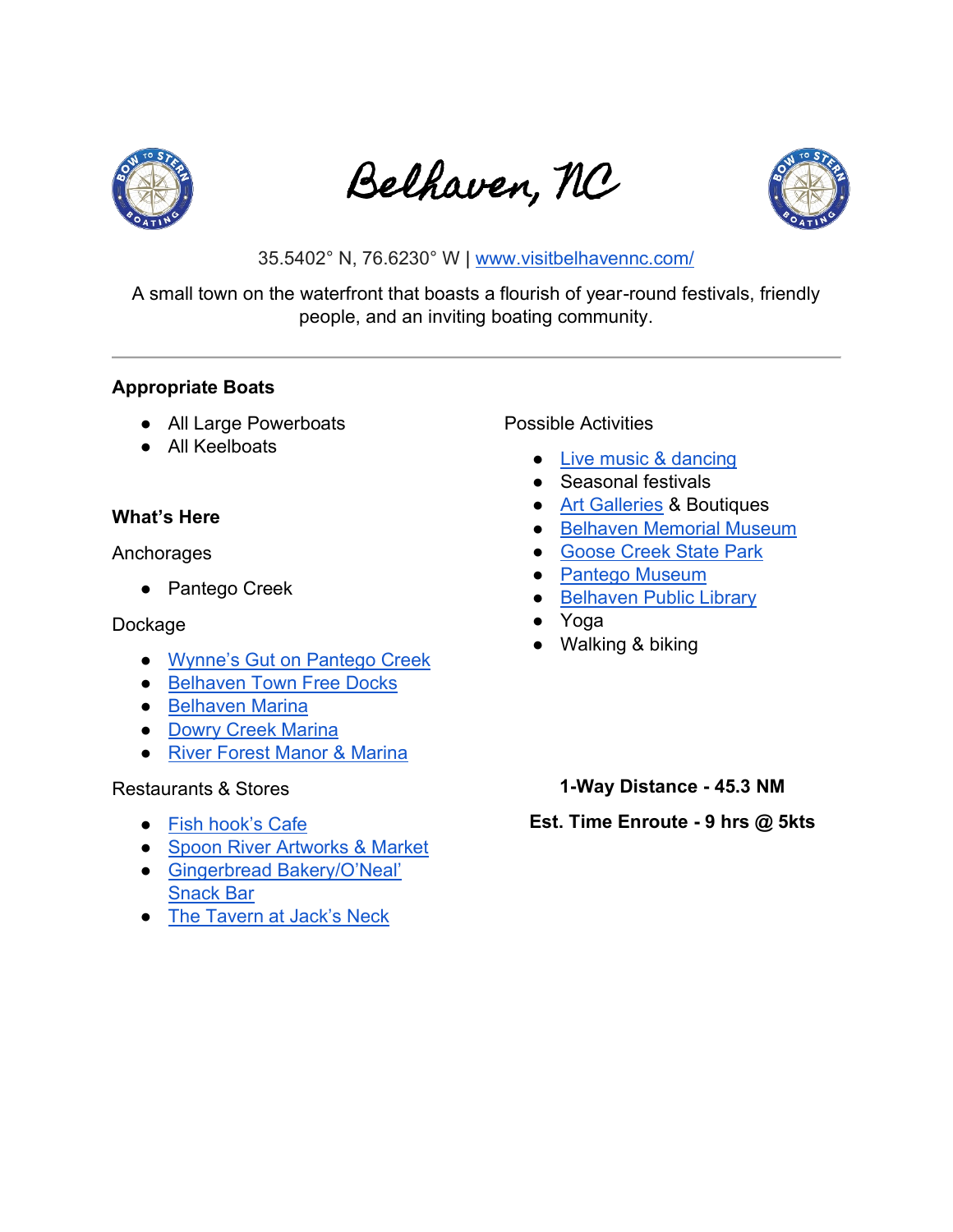# Belhaven, NC

35.5402° N, 76.6230° W | www.visitbelhavennc.com/

A small town on the waterfront that boasts a flourish of year-round festivals, friendly people, and an inviting boating community.

---

**Appropriate Boats**

- All Large Powerboats
- All Keelboats

**What's Here**

Anchorages

- Pantego Creek

Dockage

- Wynne's Gut on Pantego Creek
- Belhaven Town Free Docks
- Belhaven Marina
- Dowry Creek Marina
- River Forest Manor & Marina

Restaurants & Stores

- Fish hook's Cafe
- Spoon River Artworks & Market
- Gingerbread Bakery/O'Neal' Snack Bar
- The Tavern at Jack's Neck

Possible Activities

- Live music & dancing
- Seasonal festivals
- Art Galleries & Boutiques
- Belhaven Memorial Museum
- Goose Creek State Park
- Pantego Museum
- Belhaven Public Library
- Yoga
- Walking & biking

**1-Way Distance - 45.3 NM**

**Est. Time Enroute - 9 hrs @ 5kts**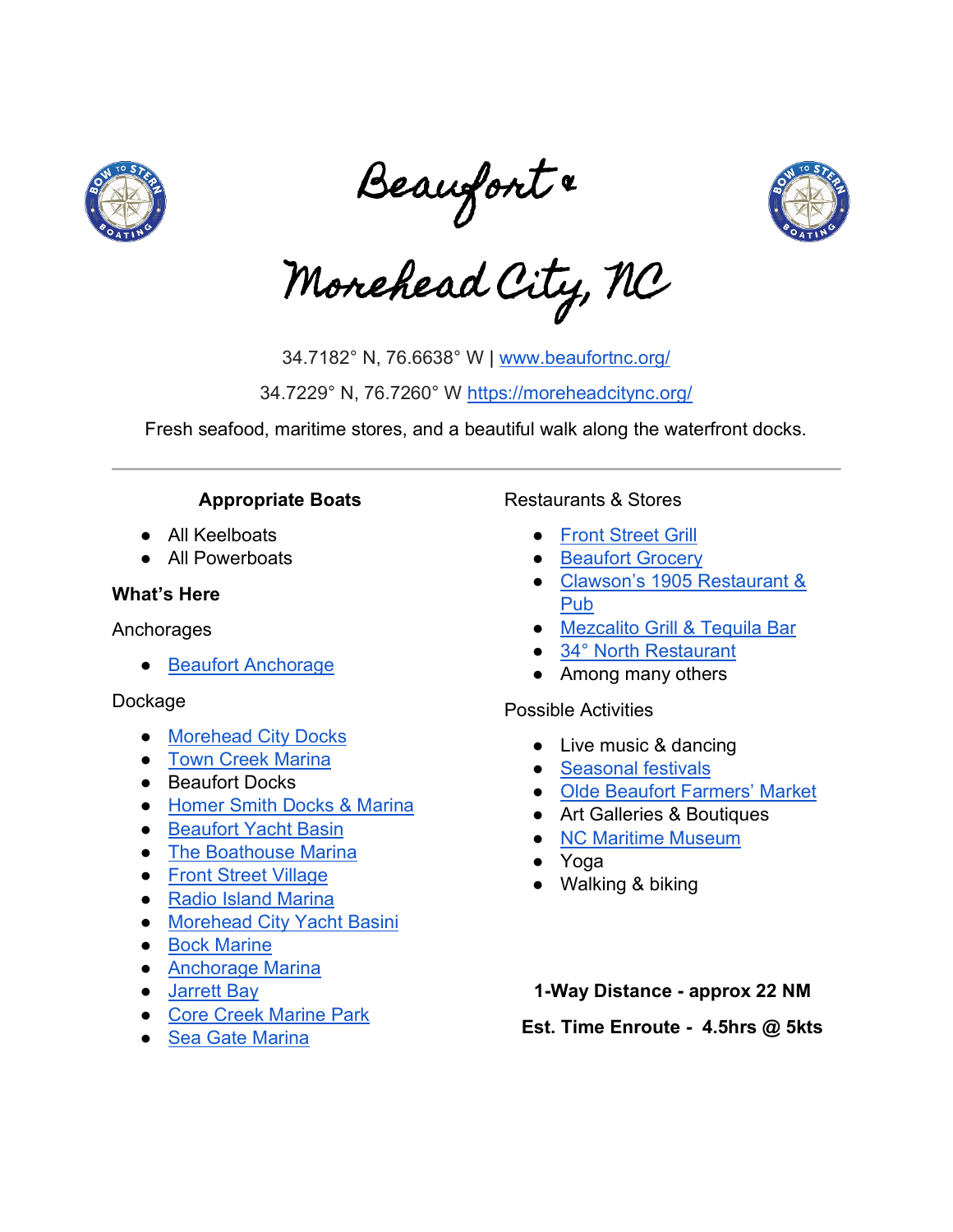# Beaufort & Morehead City, NC

34.7182° N, 76.6638° W | www.beaufortnc.org/

34.7229° N, 76.7260° W https://moreheadcitync.org/

Fresh seafood, maritime stores, and a beautiful walk along the waterfront docks.

---

### Appropriate Boats

- All Keelboats
- All Powerboats

### What's Here

Anchorages

- Beaufort Anchorage

Dockage

- Morehead City Docks
- Town Creek Marina
- Beaufort Docks
- Homer Smith Docks & Marina
- Beaufort Yacht Basin
- The Boathouse Marina
- Front Street Village
- Radio Island Marina
- Morehead City Yacht Basini
- Bock Marine
- Anchorage Marina
- Jarrett Bay
- Core Creek Marine Park
- Sea Gate Marina

Restaurants & Stores

- Front Street Grill
- Beaufort Grocery
- Clawson's 1905 Restaurant & Pub
- Mezcalito Grill & Tequila Bar
- 34° North Restaurant
- Among many others

Possible Activities

- Live music & dancing
- Seasonal festivals
- Olde Beaufort Farmers' Market
- Art Galleries & Boutiques
- NC Maritime Museum
- Yoga
- Walking & biking

**1-Way Distance - approx 22 NM**

**Est. Time Enroute - 4.5hrs @ 5kts**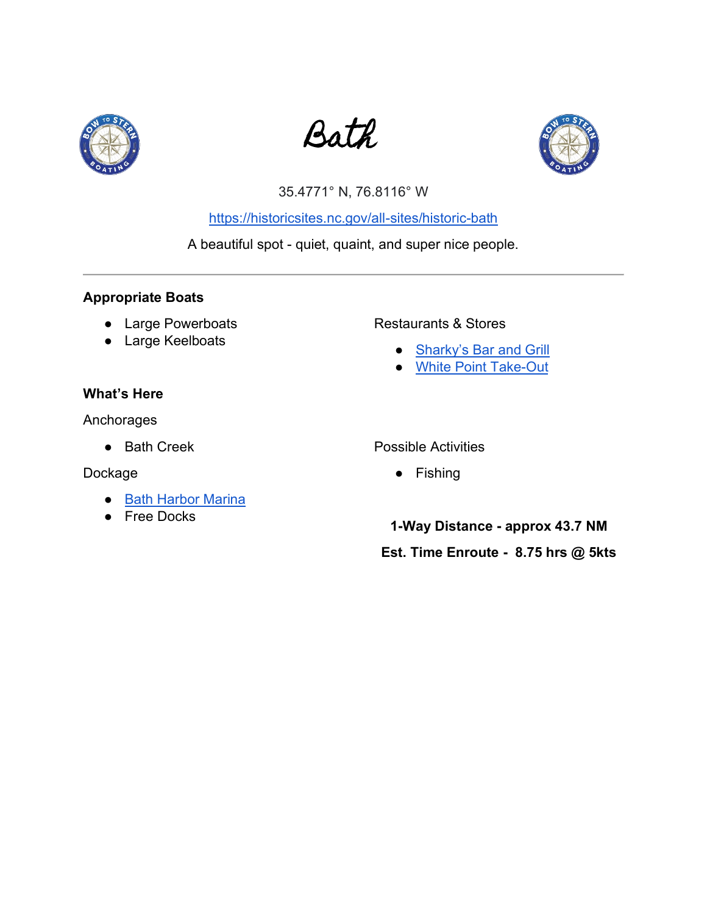# Bath

35.4771° N, 76.8116° W

https://historicsites.nc.gov/all-sites/historic-bath

A beautiful spot - quiet, quaint, and super nice people.

---

**Appropriate Boats**

- Large Powerboats
- Large Keelboats

**What's Here**

Anchorages

- Bath Creek

Dockage

- Bath Harbor Marina
- Free Docks

Restaurants & Stores

- Sharky's Bar and Grill
- White Point Take-Out

Possible Activities

- Fishing

**1-Way Distance - approx 43.7 NM**

**Est. Time Enroute - 8.75 hrs @ 5kts**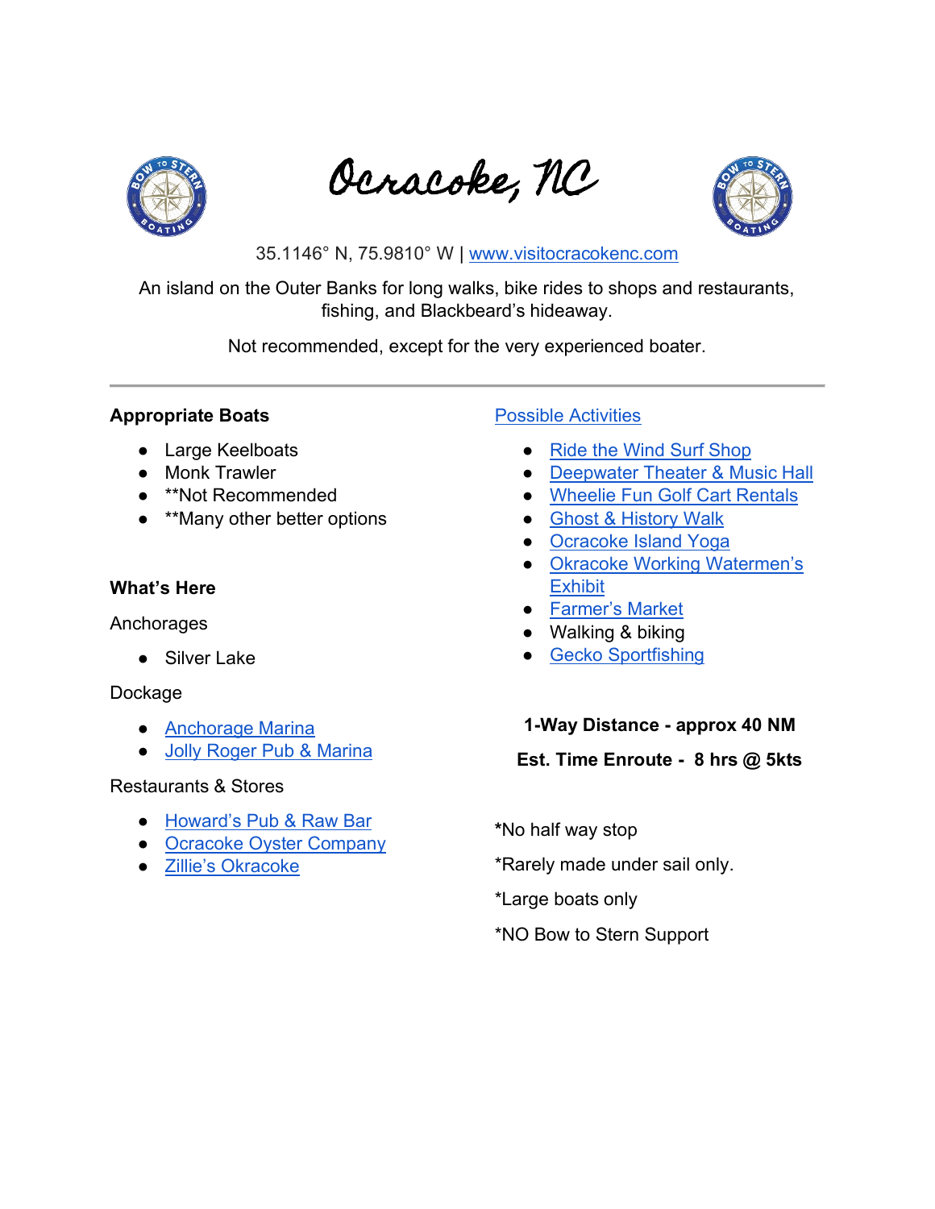# Ocracoke, NC

35.1146° N, 75.9810° W | www.visitocracokenc.com

An island on the Outer Banks for long walks, bike rides to shops and restaurants, fishing, and Blackbeard's hideaway.

Not recommended, except for the very experienced boater.

---

**Appropriate Boats**

- Large Keelboats
- Monk Trawler
- **Not Recommended
- **Many other better options

**What's Here**

Anchorages

- Silver Lake

Dockage

- Anchorage Marina
- Jolly Roger Pub & Marina

Restaurants & Stores

- Howard's Pub & Raw Bar
- Ocracoke Oyster Company
- Zillie's Okracoke

Possible Activities

- Ride the Wind Surf Shop
- Deepwater Theater & Music Hall
- Wheelie Fun Golf Cart Rentals
- Ghost & History Walk
- Ocracoke Island Yoga
- Okracoke Working Watermen's Exhibit
- Farmer's Market
- Walking & biking
- Gecko Sportfishing

**1-Way Distance - approx 40 NM**

**Est. Time Enroute - 8 hrs @ 5kts**

*No half way stop

*Rarely made under sail only.

*Large boats only

*NO Bow to Stern Support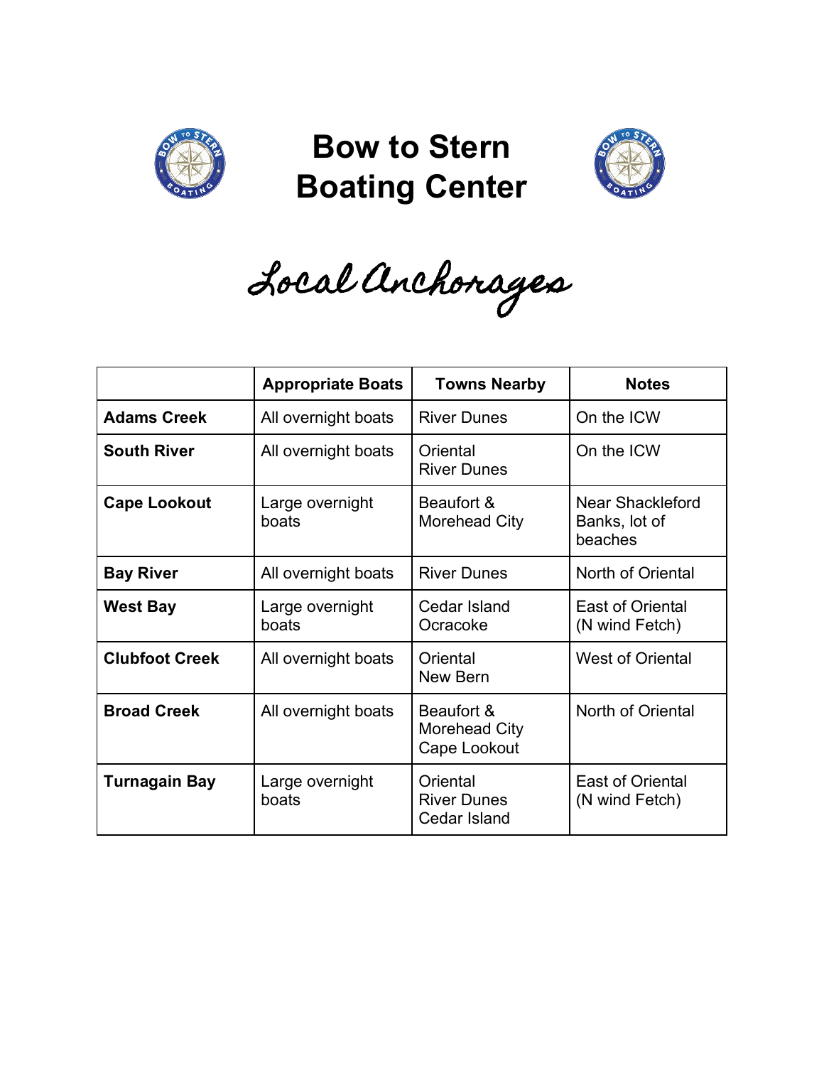# Bow to Stern Boating Center

## Local Anchorages

| | Appropriate Boats | Towns Nearby | Notes |
|---|---|---|---|
| **Adams Creek** | All overnight boats | River Dunes | On the ICW |
| **South River** | All overnight boats | Oriental<br>River Dunes | On the ICW |
| **Cape Lookout** | Large overnight boats | Beaufort & Morehead City | Near Shackleford Banks, lot of beaches |
| **Bay River** | All overnight boats | River Dunes | North of Oriental |
| **West Bay** | Large overnight boats | Cedar Island<br>Ocracoke | East of Oriental (N wind Fetch) |
| **Clubfoot Creek** | All overnight boats | Oriental<br>New Bern | West of Oriental |
| **Broad Creek** | All overnight boats | Beaufort & Morehead City<br>Cape Lookout | North of Oriental |
| **Turnagain Bay** | Large overnight boats | Oriental<br>River Dunes<br>Cedar Island | East of Oriental (N wind Fetch) |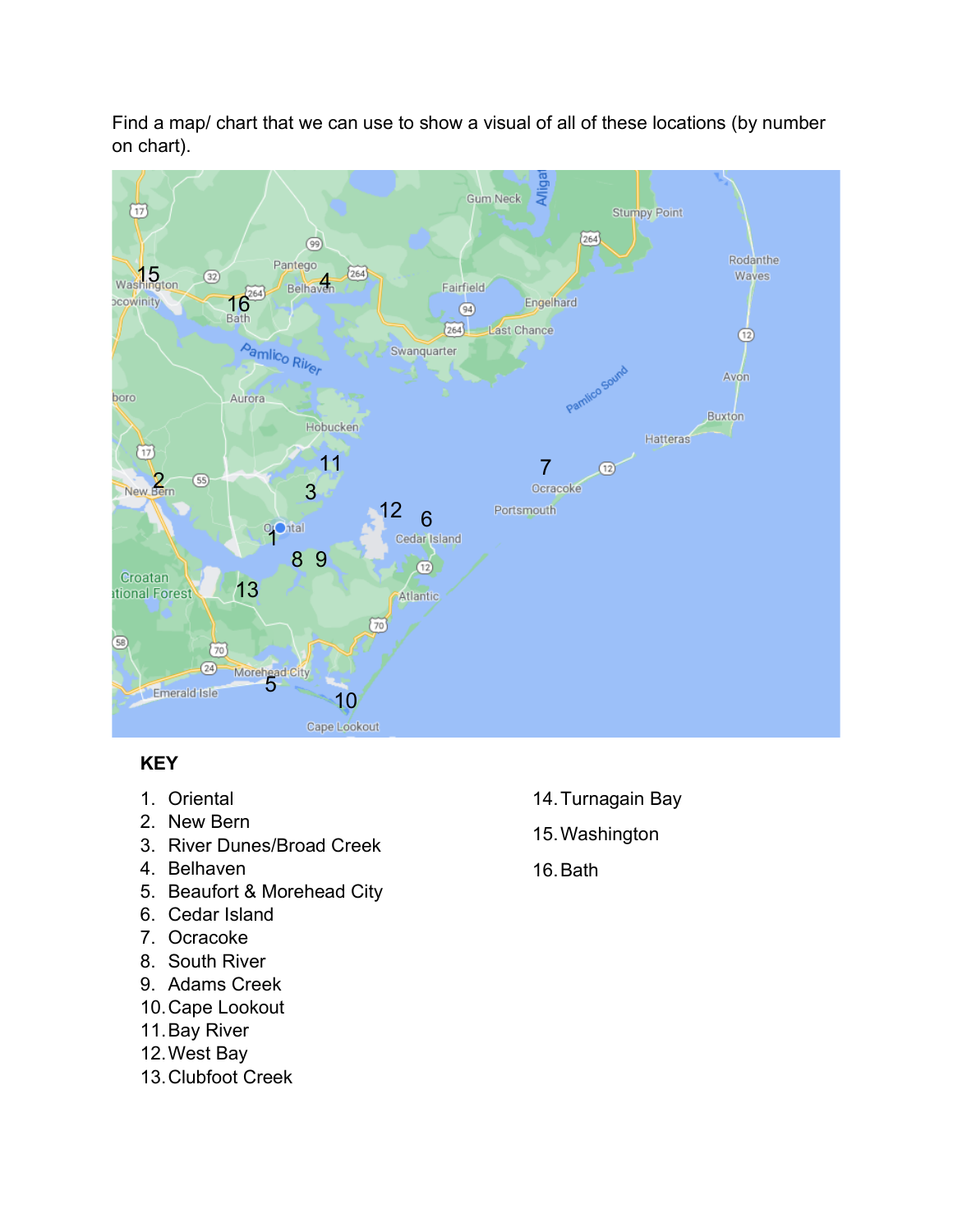Find a map/ chart that we can use to show a visual of all of these locations (by number on chart).

**KEY**

1. Oriental
2. New Bern
3. River Dunes/Broad Creek
4. Belhaven
5. Beaufort & Morehead City
6. Cedar Island
7. Ocracoke
8. South River
9. Adams Creek
10. Cape Lookout
11. Bay River
12. West Bay
13. Clubfoot Creek
14. Turnagain Bay
15. Washington
16. Bath